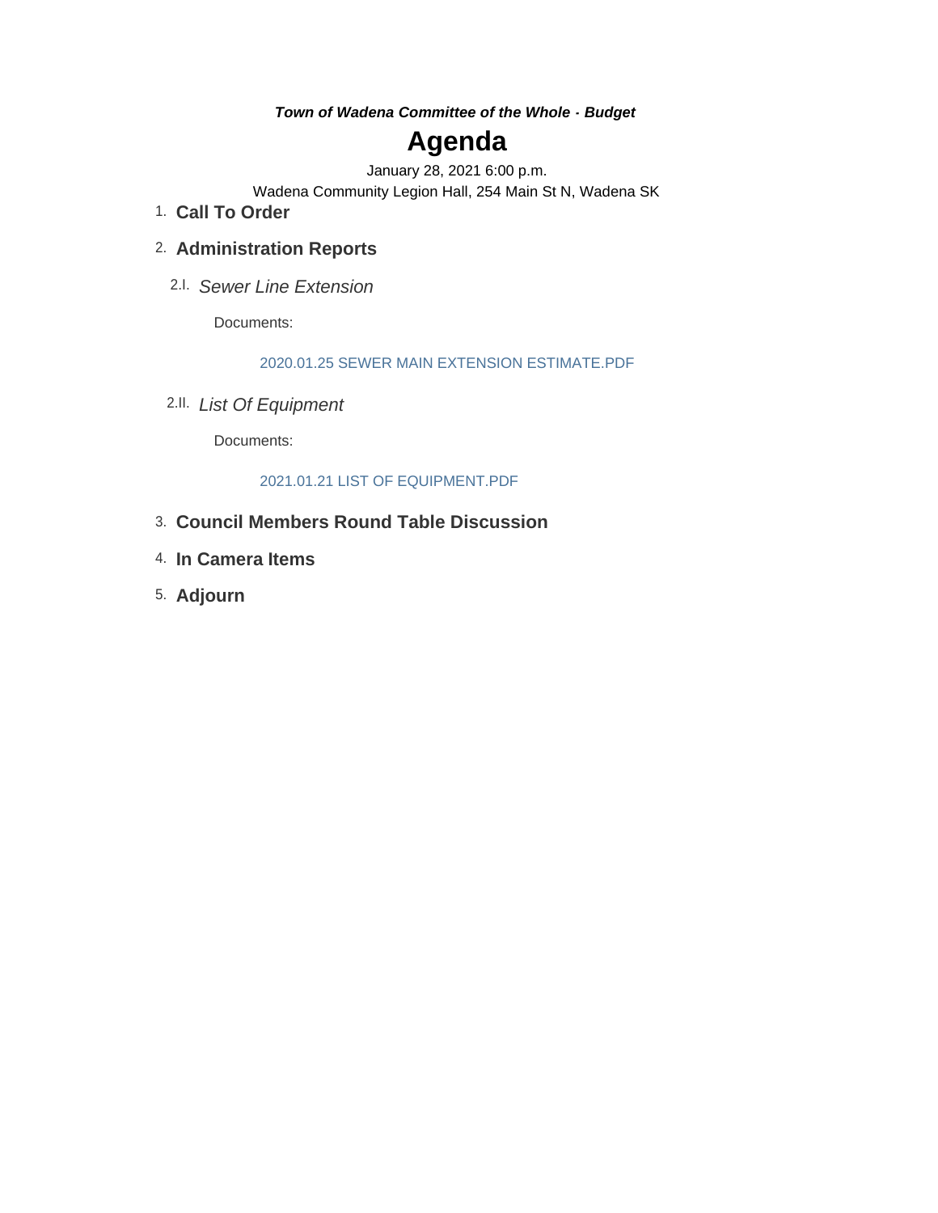***Town of Wadena Committee of the Whole - Budget***

# Agenda

January 28, 2021 6:00 p.m.

Wadena Community Legion Hall, 254 Main St N, Wadena SK

1. **Call To Order**

2. **Administration Reports**

   2.I. *Sewer Line Extension*

   Documents:

   2020.01.25 SEWER MAIN EXTENSION ESTIMATE.PDF

   2.II. *List Of Equipment*

   Documents:

   2021.01.21 LIST OF EQUIPMENT.PDF

3. **Council Members Round Table Discussion**

4. **In Camera Items**

5. **Adjourn**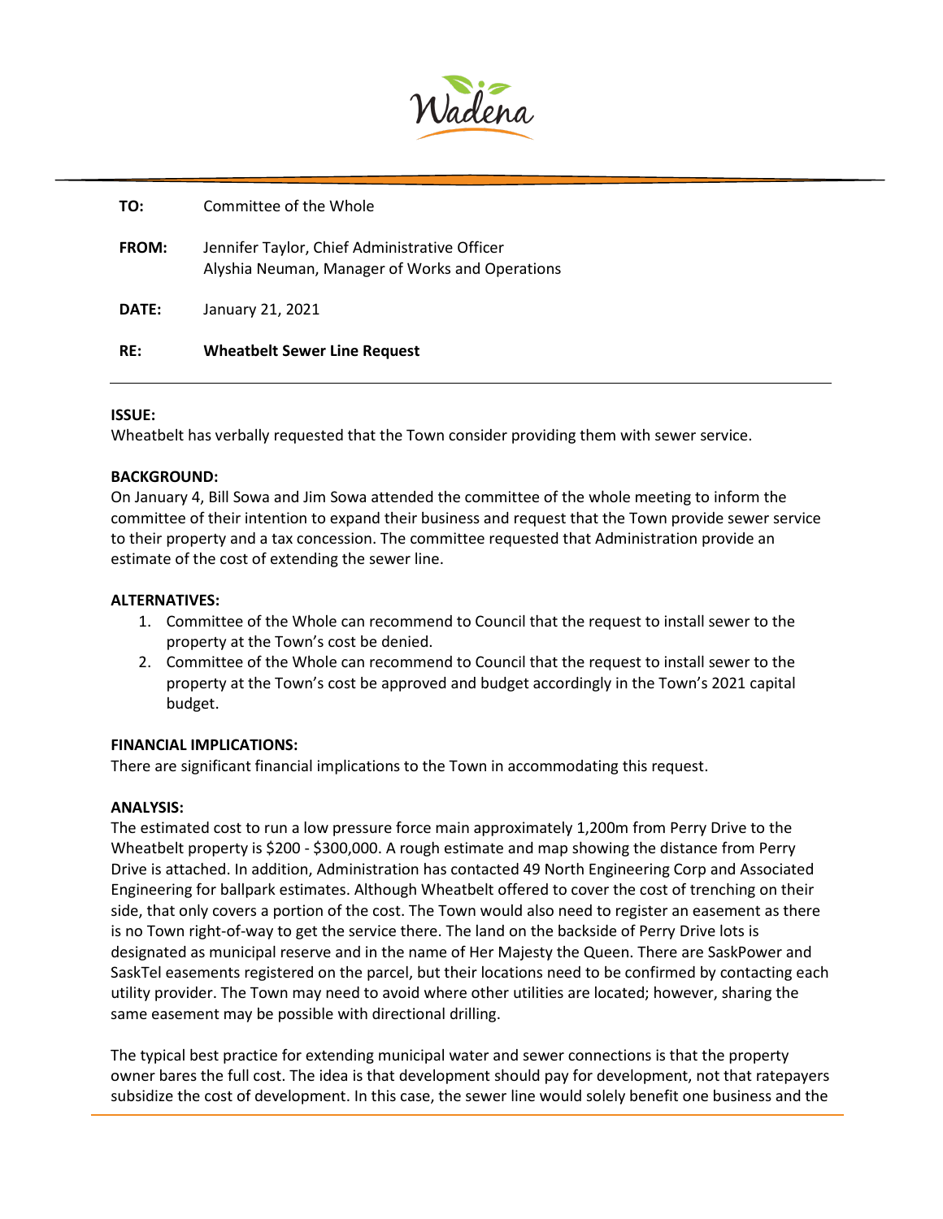| | |
|---|---|
| **TO:** | Committee of the Whole |
| **FROM:** | Jennifer Taylor, Chief Administrative Officer<br>Alyshia Neuman, Manager of Works and Operations |
| **DATE:** | January 21, 2021 |
| **RE:** | **Wheatbelt Sewer Line Request** |

**ISSUE:**

Wheatbelt has verbally requested that the Town consider providing them with sewer service.

**BACKGROUND:**

On January 4, Bill Sowa and Jim Sowa attended the committee of the whole meeting to inform the committee of their intention to expand their business and request that the Town provide sewer service to their property and a tax concession. The committee requested that Administration provide an estimate of the cost of extending the sewer line.

**ALTERNATIVES:**

1. Committee of the Whole can recommend to Council that the request to install sewer to the property at the Town's cost be denied.
2. Committee of the Whole can recommend to Council that the request to install sewer to the property at the Town's cost be approved and budget accordingly in the Town's 2021 capital budget.

**FINANCIAL IMPLICATIONS:**

There are significant financial implications to the Town in accommodating this request.

**ANALYSIS:**

The estimated cost to run a low pressure force main approximately 1,200m from Perry Drive to the Wheatbelt property is $200 - $300,000. A rough estimate and map showing the distance from Perry Drive is attached. In addition, Administration has contacted 49 North Engineering Corp and Associated Engineering for ballpark estimates. Although Wheatbelt offered to cover the cost of trenching on their side, that only covers a portion of the cost. The Town would also need to register an easement as there is no Town right-of-way to get the service there. The land on the backside of Perry Drive lots is designated as municipal reserve and in the name of Her Majesty the Queen. There are SaskPower and SaskTel easements registered on the parcel, but their locations need to be confirmed by contacting each utility provider. The Town may need to avoid where other utilities are located; however, sharing the same easement may be possible with directional drilling.

The typical best practice for extending municipal water and sewer connections is that the property owner bares the full cost. The idea is that development should pay for development, not that ratepayers subsidize the cost of development. In this case, the sewer line would solely benefit one business and the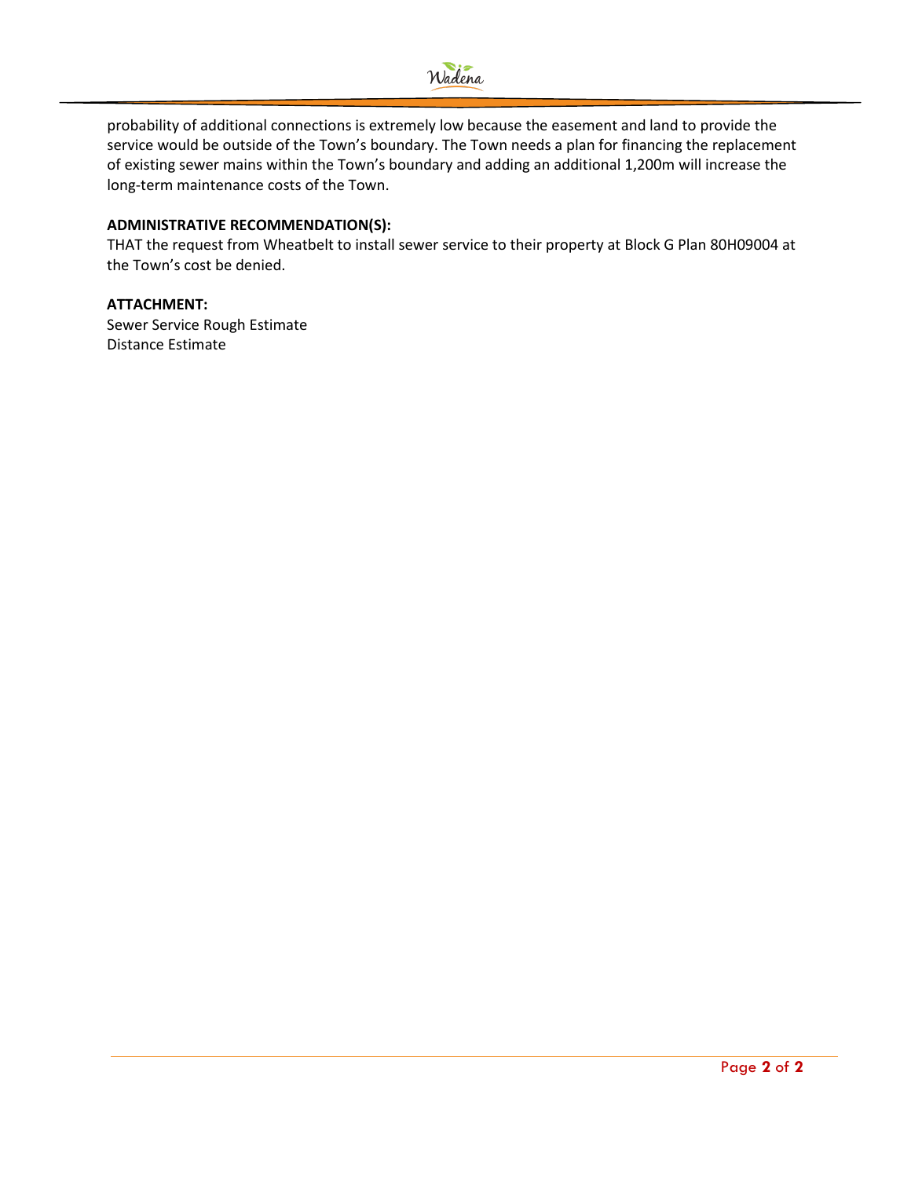probability of additional connections is extremely low because the easement and land to provide the service would be outside of the Town's boundary. The Town needs a plan for financing the replacement of existing sewer mains within the Town's boundary and adding an additional 1,200m will increase the long-term maintenance costs of the Town.

**ADMINISTRATIVE RECOMMENDATION(S):**
THAT the request from Wheatbelt to install sewer service to their property at Block G Plan 80H09004 at the Town's cost be denied.

**ATTACHMENT:**
Sewer Service Rough Estimate
Distance Estimate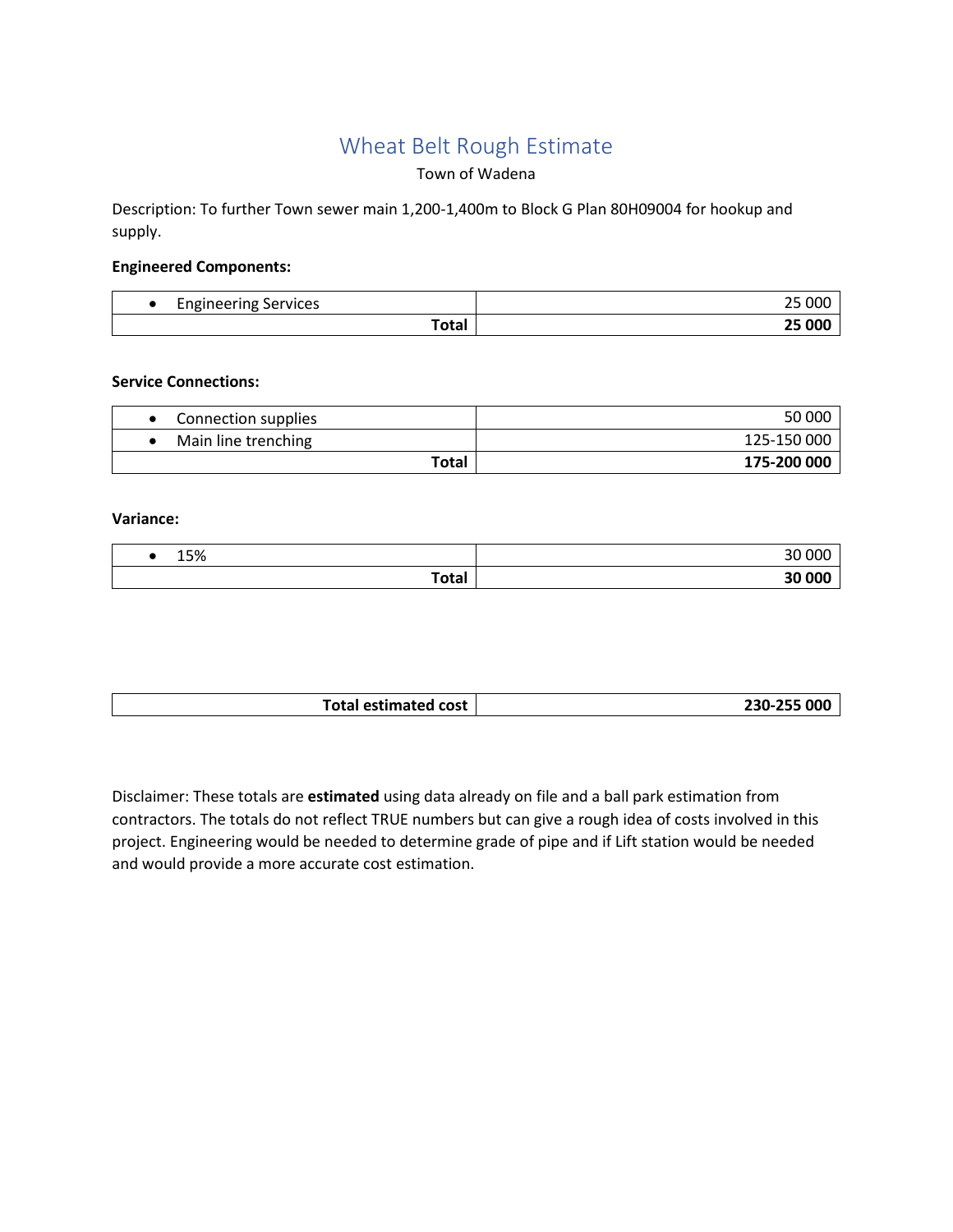# Wheat Belt Rough Estimate

Town of Wadena

Description: To further Town sewer main 1,200-1,400m to Block G Plan 80H09004 for hookup and supply.

**Engineered Components:**

| | |
|---|---:|
| • Engineering Services | 25 000 |
| **Total** | **25 000** |

**Service Connections:**

| | |
|---|---:|
| • Connection supplies | 50 000 |
| • Main line trenching | 125-150 000 |
| **Total** | **175-200 000** |

**Variance:**

| | |
|---|---:|
| • 15% | 30 000 |
| **Total** | **30 000** |

| | |
|---:|---:|
| **Total estimated cost** | **230-255 000** |

Disclaimer: These totals are **estimated** using data already on file and a ball park estimation from contractors. The totals do not reflect TRUE numbers but can give a rough idea of costs involved in this project. Engineering would be needed to determine grade of pipe and if Lift station would be needed and would provide a more accurate cost estimation.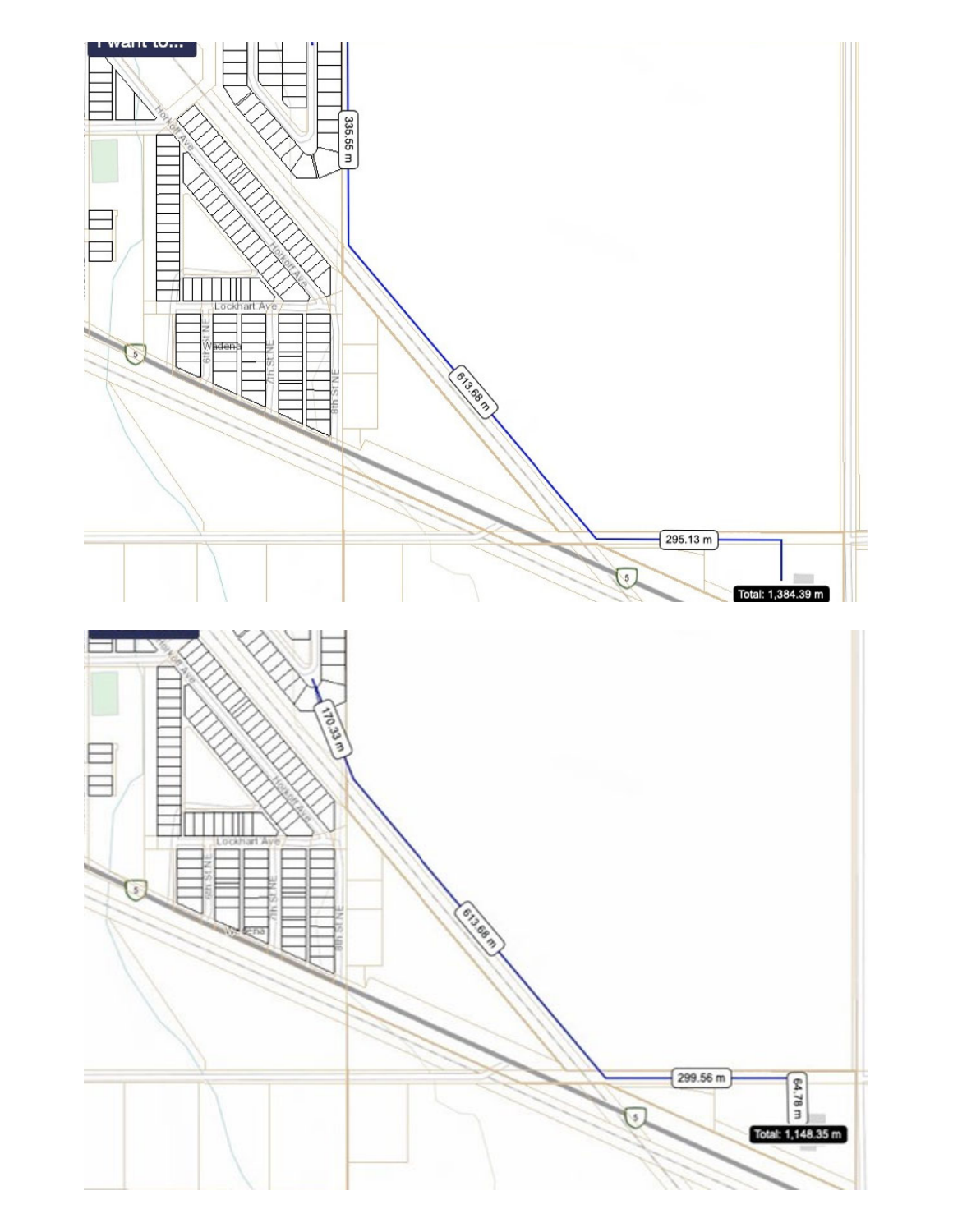I want to...

335.55 m

613.68 m

295.13 m

Total: 1,384.39 m

Horkoff Ave

Lockhart Ave

Wadena

6th St NE

7th St NE

8th St NE

5

170.33 m

613.68 m

299.56 m

64.78 m

Total: 1,148.35 m

Horkoff Ave

Lockhart Ave

Wadena

6th St NE

7th St NE

8th St NE

5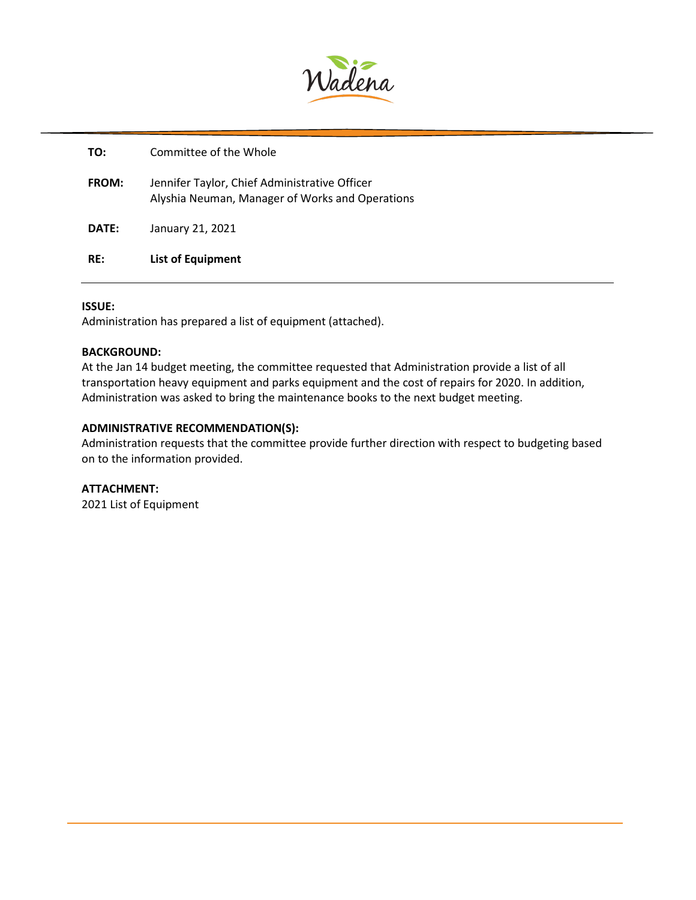Wadena

**TO:** Committee of the Whole

**FROM:** Jennifer Taylor, Chief Administrative Officer
Alyshia Neuman, Manager of Works and Operations

**DATE:** January 21, 2021

**RE:** **List of Equipment**

---

**ISSUE:**
Administration has prepared a list of equipment (attached).

**BACKGROUND:**
At the Jan 14 budget meeting, the committee requested that Administration provide a list of all transportation heavy equipment and parks equipment and the cost of repairs for 2020. In addition, Administration was asked to bring the maintenance books to the next budget meeting.

**ADMINISTRATIVE RECOMMENDATION(S):**
Administration requests that the committee provide further direction with respect to budgeting based on to the information provided.

**ATTACHMENT:**
2021 List of Equipment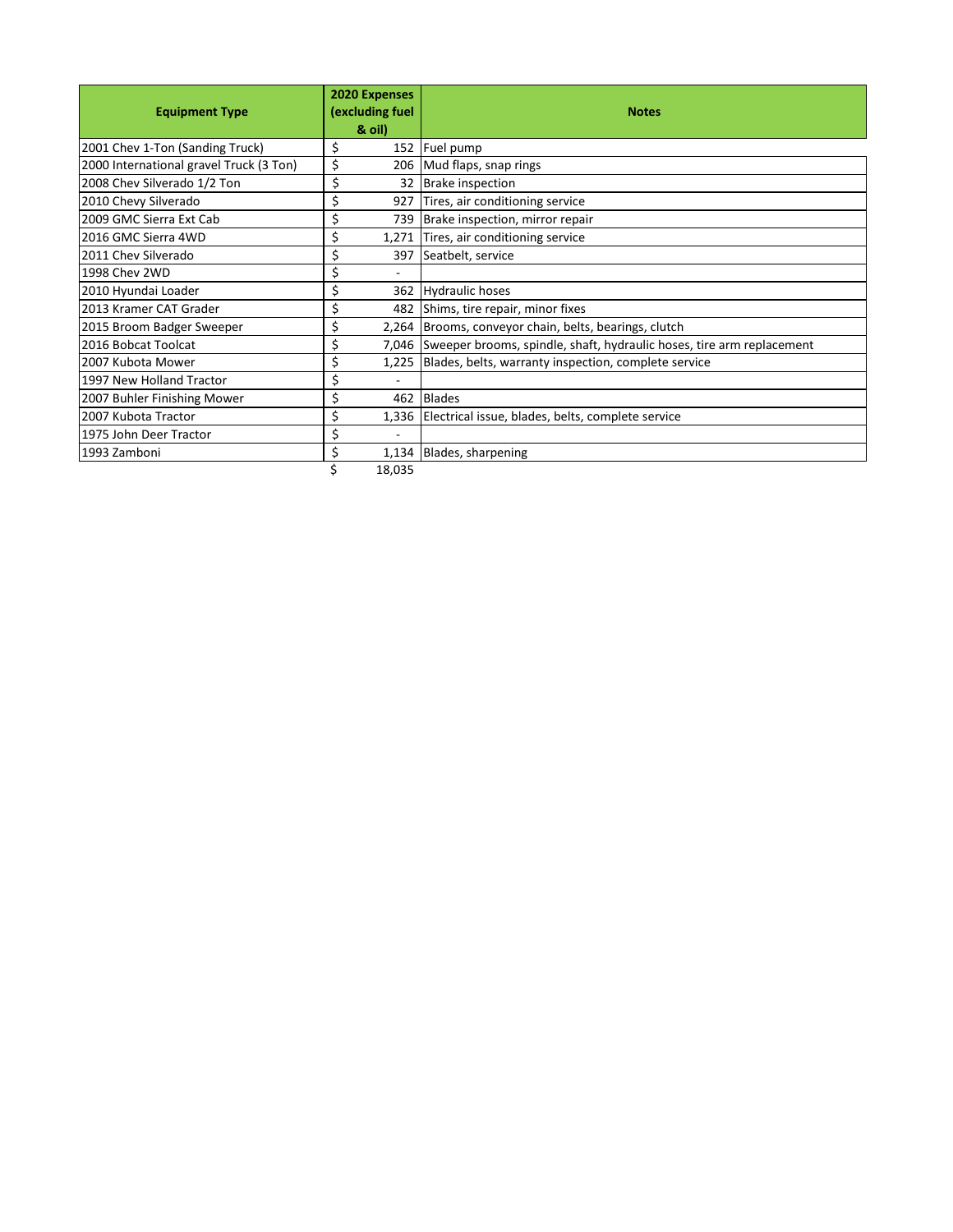| Equipment Type | 2020 Expenses (excluding fuel & oil) | Notes |
|---|---|---|
| 2001 Chev 1-Ton (Sanding Truck) | $ 152 | Fuel pump |
| 2000 International gravel Truck (3 Ton) | $ 206 | Mud flaps, snap rings |
| 2008 Chev Silverado 1/2 Ton | $ 32 | Brake inspection |
| 2010 Chevy Silverado | $ 927 | Tires, air conditioning service |
| 2009 GMC Sierra Ext Cab | $ 739 | Brake inspection, mirror repair |
| 2016 GMC Sierra 4WD | $ 1,271 | Tires, air conditioning service |
| 2011 Chev Silverado | $ 397 | Seatbelt, service |
| 1998 Chev 2WD | $ - | |
| 2010 Hyundai Loader | $ 362 | Hydraulic hoses |
| 2013 Kramer CAT Grader | $ 482 | Shims, tire repair, minor fixes |
| 2015 Broom Badger Sweeper | $ 2,264 | Brooms, conveyor chain, belts, bearings, clutch |
| 2016 Bobcat Toolcat | $ 7,046 | Sweeper brooms, spindle, shaft, hydraulic hoses, tire arm replacement |
| 2007 Kubota Mower | $ 1,225 | Blades, belts, warranty inspection, complete service |
| 1997 New Holland Tractor | $ - | |
| 2007 Buhler Finishing Mower | $ 462 | Blades |
| 2007 Kubota Tractor | $ 1,336 | Electrical issue, blades, belts, complete service |
| 1975 John Deer Tractor | $ - | |
| 1993 Zamboni | $ 1,134 | Blades, sharpening |
| | $ 18,035 | |